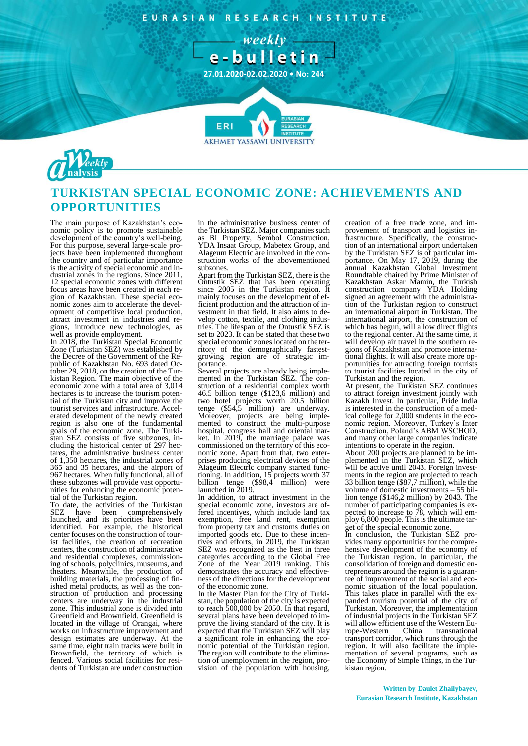EURASIAN RESEARCH INSTITUTE

weekly
e-bulletin

27.01.2020-02.02.2020 • No: 244

# TURKISTAN SPECIAL ECONOMIC ZONE: ACHIEVEMENTS AND OPPORTUNITIES

The main purpose of Kazakhstan's economic policy is to promote sustainable development of the country's well-being. For this purpose, several large-scale projects have been implemented throughout the country and of particular importance is the activity of special economic and industrial zones in the regions. Since 2011, 12 special economic zones with different focus areas have been created in each region of Kazakhstan. These special economic zones aim to accelerate the development of competitive local production, attract investment in industries and regions, introduce new technologies, as well as provide employment.

In 2018, the Turkistan Special Economic Zone (Turkistan SEZ) was established by the Decree of the Government of the Republic of Kazakhstan No. 693 dated October 29, 2018, on the creation of the Turkistan Region. The main objective of the economic zone with a total area of 3,014 hectares is to increase the tourism potential of the Turkistan city and improve the tourist services and infrastructure. Accelerated development of the newly created region is also one of the fundamental goals of the economic zone. The Turkistan SEZ consists of five subzones, including the historical center of 297 hectares, the administrative business center of 1,350 hectares, the industrial zones of 365 and 35 hectares, and the airport of 967 hectares. When fully functional, all of these subzones will provide vast opportunities for enhancing the economic potential of the Turkistan region.

To date, the activities of the Turkistan SEZ have been comprehensively launched, and its priorities have been identified. For example, the historical center focuses on the construction of tourist facilities, the creation of recreation centers, the construction of administrative and residential complexes, commissioning of schools, polyclinics, museums, and theaters. Meanwhile, the production of building materials, the processing of finished metal products, as well as the construction of production and processing centers are underway in the industrial zone. This industrial zone is divided into Greenfield and Brownfield. Greenfield is located in the village of Orangai, where works on infrastructure improvement and design estimates are underway. At the same time, eight train tracks were built in Brownfield, the territory of which is fenced. Various social facilities for residents of Turkistan are under construction in the administrative business center of the Turkistan SEZ. Major companies such as BI Property, Sembol Construction, YDA Insaat Group, Mabetex Group, and Alageum Electric are involved in the construction works of the abovementioned subzones.

Apart from the Turkistan SEZ, there is the Ontustik SEZ that has been operating since 2005 in the Turkistan region. It mainly focuses on the development of efficient production and the attraction of investment in that field. It also aims to develop cotton, textile, and clothing industries. The lifespan of the Ontustik SEZ is set to 2023. It can be stated that these two special economic zones located on the territory of the demographically fastest-growing region are of strategic importance.

Several projects are already being implemented in the Turkistan SEZ. The construction of a residential complex worth 46.5 billion tenge ($123,6 million) and two hotel projects worth 20.5 billion tenge ($54,5 million) are underway. Moreover, projects are being implemented to construct the multi-purpose hospital, congress hall and oriental market. In 2019, the marriage palace was commissioned on the territory of this economic zone. Apart from that, two enterprises producing electrical devices of the Alageum Electric company started functioning. In addition, 15 projects worth 37 billion tenge ($98,4 million) were launched in 2019.

In addition, to attract investment in the special economic zone, investors are offered incentives, which include land tax exemption, free land rent, exemption from property tax and customs duties on imported goods etc. Due to these incentives and efforts, in 2019, the Turkistan SEZ was recognized as the best in three categories according to the Global Free Zone of the Year 2019 ranking. This demonstrates the accuracy and effectiveness of the directions for the development of the economic zone.

In the Master Plan for the City of Turkistan, the population of the city is expected to reach 500,000 by 2050. In that regard, several plans have been developed to improve the living standard of the city. It is expected that the Turkistan SEZ will play a significant role in enhancing the economic potential of the Turkistan region. The region will contribute to the elimination of unemployment in the region, provision of the population with housing, creation of a free trade zone, and improvement of transport and logistics infrastructure. Specifically, the construction of an international airport undertaken by the Turkistan SEZ is of particular importance. On May 17, 2019, during the annual Kazakhstan Global Investment Roundtable chaired by Prime Minister of Kazakhstan Askar Mamin, the Turkish construction company YDA Holding signed an agreement with the administration of the Turkistan region to construct an international airport in Turkistan. The international airport, the construction of which has begun, will allow direct flights to the regional center. At the same time, it will develop air travel in the southern regions of Kazakhstan and promote international flights. It will also create more opportunities for attracting foreign tourists to tourist facilities located in the city of Turkistan and the region.

At present, the Turkistan SEZ continues to attract foreign investment jointly with Kazakh Invest. In particular, Pride India is interested in the construction of a medical college for 2,000 students in the economic region. Moreover, Turkey's Inter Construction, Poland's ABM WSCHOD, and many other large companies indicate intentions to operate in the region.

About 200 projects are planned to be implemented in the Turkistan SEZ, which will be active until 2043. Foreign investments in the region are projected to reach 33 billion tenge ($87,7 million), while the volume of domestic investments – 55 billion tenge ($146,2 million) by 2043. The number of participating companies is expected to increase to 78, which will employ 6,800 people. This is the ultimate target of the special economic zone.

In conclusion, the Turkistan SEZ provides many opportunities for the comprehensive development of the economy of the Turkistan region. In particular, the consolidation of foreign and domestic entrepreneurs around the region is a guarantee of improvement of the social and economic situation of the local population. This takes place in parallel with the expanded tourism potential of the city of Turkistan. Moreover, the implementation of industrial projects in the Turkistan SEZ will allow efficient use of the Western Europe-Western China transnational transport corridor, which runs through the region. It will also facilitate the implementation of several programs, such as the Economy of Simple Things, in the Turkistan region.

**Written by Daulet Zhailybayev, Eurasian Research Institute, Kazakhstan**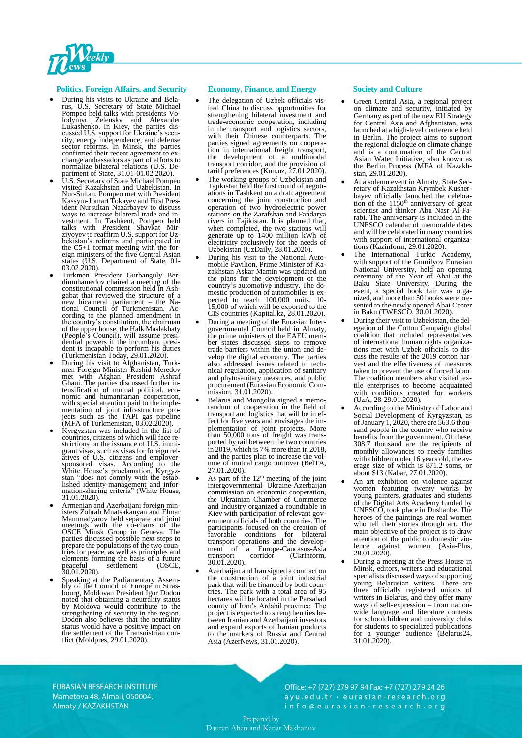## Politics, Foreign Affairs, and Security

- During his visits to Ukraine and Belarus, U.S. Secretary of State Michael Pompeo held talks with presidents Volodymyr Zelensky and Alexander Lukashenko. In Kiev, the parties discussed U.S. support for Ukraine's security, energy independence, and defense sector reforms. In Minsk, the parties confirmed their recent agreement to exchange ambassadors as part of efforts to normalize bilateral relations (U.S. Department of State, 31.01-01.02.2020).
- U.S. Secretary of State Michael Pompeo visited Kazakhstan and Uzbekistan. In Nur-Sultan, Pompeo met with President Kassym-Jomart Tokayev and First President Nursultan Nazarbayev to discuss ways to increase bilateral trade and investment. In Tashkent, Pompeo held talks with President Shavkat Mirziyoyev to reaffirm U.S. support for Uzbekistan's reforms and participated in the C5+1 format meeting with the foreign ministers of the five Central Asian states (U.S. Department of State, 01-03.02.2020).
- Turkmen President Gurbanguly Berdimuhamedov chaired a meeting of the constitutional commission held in Ashgabat that reviewed the structure of a new bicameral parliament – the National Council of Turkmenistan. According to the planned amendment in the country's constitution, the chairman of the upper house, the Halk Maslakhaty (People's Council), will assume presidential powers if the incumbent president is incapable to perform his duties (Turkmenistan Today, 29.01.2020).
- During his visit to Afghanistan, Turkmen Foreign Minister Rashid Meredov met with Afghan President Ashraf Ghani. The parties discussed further intensification of mutual political, economic and humanitarian cooperation, with special attention paid to the implementation of joint infrastructure projects such as the TAPI gas pipeline (MFA of Turkmenistan, 03.02.2020).
- Kyrgyzstan was included in the list of countries, citizens of which will face restrictions on the issuance of U.S. immigrant visas, such as visas for foreign relatives of U.S. citizens and employer-sponsored visas. According to the White House's proclamation, Kyrgyzstan "does not comply with the established identity-management and information-sharing criteria" (White House, 31.01.2020).
- Armenian and Azerbaijani foreign ministers Zohrab Mnatsakanyan and Elmar Mammadyarov held separate and joint meetings with the co-chairs of the OSCE Minsk Group in Geneva. The parties discussed possible next steps to prepare the populations of the two countries for peace, as well as principles and elements forming the basis of a future peaceful settlement (OSCE, 30.01.2020).
- Speaking at the Parliamentary Assembly of the Council of Europe in Strasbourg, Moldovan President Igor Dodon noted that obtaining a neutrality status by Moldova would contribute to the strengthening of security in the region. Dodon also believes that the neutrality status would have a positive impact on the settlement of the Transnistrian conflict (Moldpres, 29.01.2020).

## Economy, Finance, and Energy

- The delegation of Uzbek officials visited China to discuss opportunities for strengthening bilateral investment and trade-economic cooperation, including in the transport and logistics sectors, with their Chinese counterparts. The parties signed agreements on cooperation in international freight transport, the development of a multimodal transport corridor, and the provision of tariff preferences (Kun.uz, 27.01.2020).
- The working groups of Uzbekistan and Tajikistan held the first round of negotiations in Tashkent on a draft agreement concerning the joint construction and operation of two hydroelectric power stations on the Zarafshan and Fandarya rivers in Tajikistan. It is planned that, when completed, the two stations will generate up to 1400 million kWh of electricity exclusively for the needs of Uzbekistan (UzDaily, 28.01.2020).
- During his visit to the National Automobile Pavilion, Prime Minister of Kazakhstan Askar Mamin was updated on the plans for the development of the country's automotive industry. The domestic production of automobiles is expected to reach 100,000 units, 10-15,000 of which will be exported to the CIS countries (Kapital.kz, 28.01.2020).
- During a meeting of the Eurasian Intergovernmental Council held in Almaty, the prime ministers of the EAEU member states discussed steps to remove trade barriers within the union and develop the digital economy. The parties also addressed issues related to technical regulation, application of sanitary and phytosanitary measures, and public procurement (Eurasian Economic Commission, 31.01.2020).
- Belarus and Mongolia signed a memorandum of cooperation in the field of transport and logistics that will be in effect for five years and envisages the implementation of joint projects. More than 50,000 tons of freight was transported by rail between the two countries in 2019, which is 7% more than in 2018, and the parties plan to increase the volume of mutual cargo turnover (BelTA, 27.01.2020).
- As part of the 12th meeting of the joint intergovernmental Ukraine-Azerbaijan commission on economic cooperation, the Ukrainian Chamber of Commerce and Industry organized a roundtable in Kiev with participation of relevant government officials of both countries. The participants focused on the creation of favorable conditions for bilateral transport operations and the development of a Europe-Caucasus-Asia transport corridor (Ukrinform, 30.01.2020).
- Azerbaijan and Iran signed a contract on the construction of a joint industrial park that will be financed by both countries. The park with a total area of 95 hectares will be located in the Parsabad county of Iran's Ardabil province. The project is expected to strengthen ties between Iranian and Azerbaijani investors and expand exports of Iranian products to the markets of Russia and Central Asia (AzerNews, 31.01.2020).

## Society and Culture

- Green Central Asia, a regional project on climate and security, initiated by Germany as part of the new EU Strategy for Central Asia and Afghanistan, was launched at a high-level conference held in Berlin. The project aims to support the regional dialogue on climate change and is a continuation of the Central Asian Water Initiative, also known as the Berlin Process (MFA of Kazakhstan, 29.01.2020).
- At a solemn event in Almaty, State Secretary of Kazakhstan Krymbek Kusherbayev officially launched the celebration of the 1150th anniversary of great scientist and thinker Abu Nasr Al-Farabi. The anniversary is included in the UNESCO calendar of memorable dates and will be celebrated in many countries with support of international organizations (Kazinform, 29.01.2020).
- The International Turkic Academy, with support of the Gumilyov Eurasian National University, held an opening ceremony of the Year of Abai at the Baku State University. During the event, a special book fair was organized, and more than 50 books were presented to the newly opened Abai Center in Baku (TWESCO, 30.01.2020).
- During their visit to Uzbekistan, the delegation of the Cotton Campaign global coalition that included representatives of international human rights organizations met with Uzbek officials to discuss the results of the 2019 cotton harvest and the effectiveness of measures taken to prevent the use of forced labor. The coalition members also visited textile enterprises to become acquainted with conditions created for workers (UzA, 28-29.01.2020).
- According to the Ministry of Labor and Social Development of Kyrgyzstan, as of January 1, 2020, there are 563.6 thousand people in the country who receive benefits from the government. Of these, 308.7 thousand are the recipients of monthly allowances to needy families with children under 16 years old, the average size of which is 871.2 soms, or about $13 (Kabar, 27.01.2020).
- An art exhibition on violence against women featuring twenty works by young painters, graduates and students of the Digital Arts Academy funded by UNESCO, took place in Dushanbe. The heroes of the paintings are real women who tell their stories through art. The main objective of the project is to draw attention of the public to domestic violence against women (Asia-Plus, 28.01.2020).
- During a meeting at the Press House in Minsk, editors, writers and educational specialists discussed ways of supporting young Belarusian writers. There are three officially registered unions of writers in Belarus, and they offer many ways of self-expression – from nationwide language and literature contests for schoolchildren and university clubs for students to specialized publications for a younger audience (Belarus24, 31.01.2020).

EURASIAN RESEARCH INSTITUTE
Mametova 48, Almali, 050004,
Almaty / KAZAKHSTAN

Office: +7 (727) 279 97 94 Fax: +7 (727) 279 24 26
ayu.edu.tr • eurasian-research.org
info@eurasian-research.org

Prepared by
Dauren Aben and Kanat Makhanov